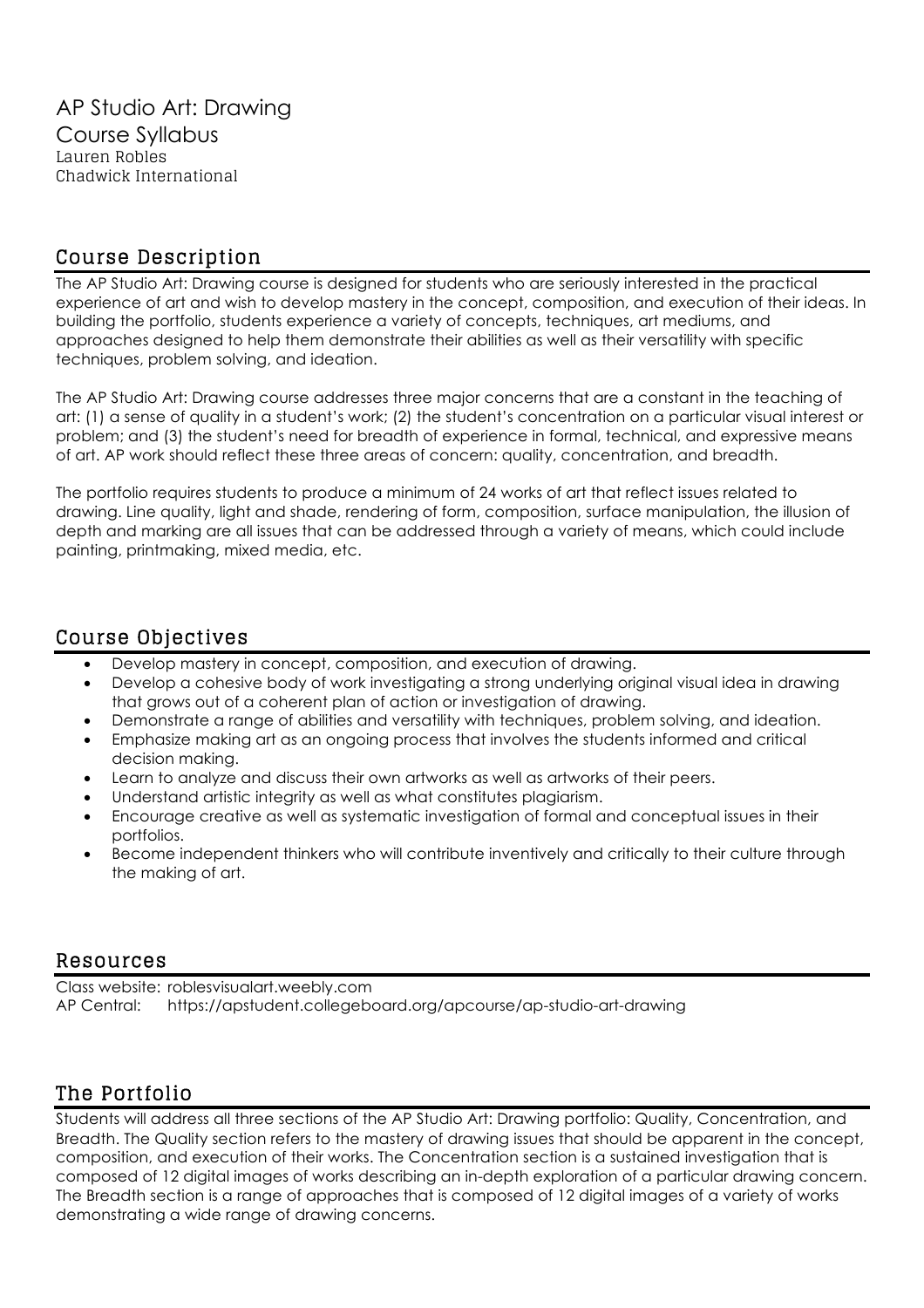# AP Studio Art: Drawing

## Course Syllabus

Lauren Robles
Chadwick International

## Course Description

The AP Studio Art: Drawing course is designed for students who are seriously interested in the practical experience of art and wish to develop mastery in the concept, composition, and execution of their ideas. In building the portfolio, students experience a variety of concepts, techniques, art mediums, and approaches designed to help them demonstrate their abilities as well as their versatility with specific techniques, problem solving, and ideation.

The AP Studio Art: Drawing course addresses three major concerns that are a constant in the teaching of art: (1) a sense of quality in a student's work; (2) the student's concentration on a particular visual interest or problem; and (3) the student's need for breadth of experience in formal, technical, and expressive means of art. AP work should reflect these three areas of concern: quality, concentration, and breadth.

The portfolio requires students to produce a minimum of 24 works of art that reflect issues related to drawing. Line quality, light and shade, rendering of form, composition, surface manipulation, the illusion of depth and marking are all issues that can be addressed through a variety of means, which could include painting, printmaking, mixed media, etc.

## Course Objectives

- Develop mastery in concept, composition, and execution of drawing.
- Develop a cohesive body of work investigating a strong underlying original visual idea in drawing that grows out of a coherent plan of action or investigation of drawing.
- Demonstrate a range of abilities and versatility with techniques, problem solving, and ideation.
- Emphasize making art as an ongoing process that involves the students informed and critical decision making.
- Learn to analyze and discuss their own artworks as well as artworks of their peers.
- Understand artistic integrity as well as what constitutes plagiarism.
- Encourage creative as well as systematic investigation of formal and conceptual issues in their portfolios.
- Become independent thinkers who will contribute inventively and critically to their culture through the making of art.

## Resources

Class website: roblesvisualart.weebly.com
AP Central: https://apstudent.collegeboard.org/apcourse/ap-studio-art-drawing

## The Portfolio

Students will address all three sections of the AP Studio Art: Drawing portfolio: Quality, Concentration, and Breadth. The Quality section refers to the mastery of drawing issues that should be apparent in the concept, composition, and execution of their works. The Concentration section is a sustained investigation that is composed of 12 digital images of works describing an in-depth exploration of a particular drawing concern. The Breadth section is a range of approaches that is composed of 12 digital images of a variety of works demonstrating a wide range of drawing concerns.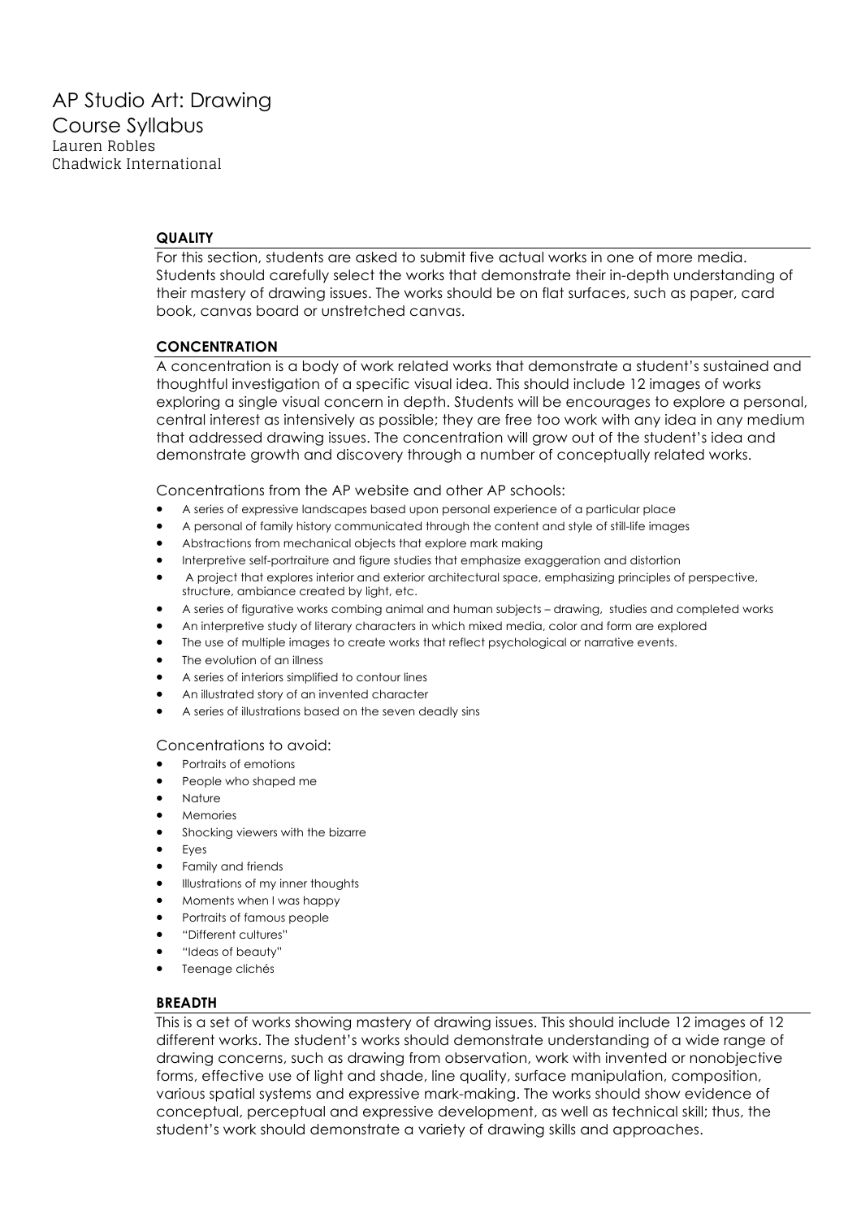# AP Studio Art: Drawing
## Course Syllabus
Lauren Robles
Chadwick International

### QUALITY

For this section, students are asked to submit five actual works in one of more media. Students should carefully select the works that demonstrate their in-depth understanding of their mastery of drawing issues. The works should be on flat surfaces, such as paper, card book, canvas board or unstretched canvas.

### CONCENTRATION

A concentration is a body of work related works that demonstrate a student's sustained and thoughtful investigation of a specific visual idea. This should include 12 images of works exploring a single visual concern in depth. Students will be encourages to explore a personal, central interest as intensively as possible; they are free too work with any idea in any medium that addressed drawing issues. The concentration will grow out of the student's idea and demonstrate growth and discovery through a number of conceptually related works.

Concentrations from the AP website and other AP schools:

- A series of expressive landscapes based upon personal experience of a particular place
- A personal of family history communicated through the content and style of still-life images
- Abstractions from mechanical objects that explore mark making
- Interpretive self-portraiture and figure studies that emphasize exaggeration and distortion
- A project that explores interior and exterior architectural space, emphasizing principles of perspective, structure, ambiance created by light, etc.
- A series of figurative works combing animal and human subjects – drawing, studies and completed works
- An interpretive study of literary characters in which mixed media, color and form are explored
- The use of multiple images to create works that reflect psychological or narrative events.
- The evolution of an illness
- A series of interiors simplified to contour lines
- An illustrated story of an invented character
- A series of illustrations based on the seven deadly sins

Concentrations to avoid:

- Portraits of emotions
- People who shaped me
- Nature
- Memories
- Shocking viewers with the bizarre
- Eyes
- Family and friends
- Illustrations of my inner thoughts
- Moments when I was happy
- Portraits of famous people
- "Different cultures"
- "Ideas of beauty"
- Teenage clichés

### BREADTH

This is a set of works showing mastery of drawing issues. This should include 12 images of 12 different works. The student's works should demonstrate understanding of a wide range of drawing concerns, such as drawing from observation, work with invented or nonobjective forms, effective use of light and shade, line quality, surface manipulation, composition, various spatial systems and expressive mark-making. The works should show evidence of conceptual, perceptual and expressive development, as well as technical skill; thus, the student's work should demonstrate a variety of drawing skills and approaches.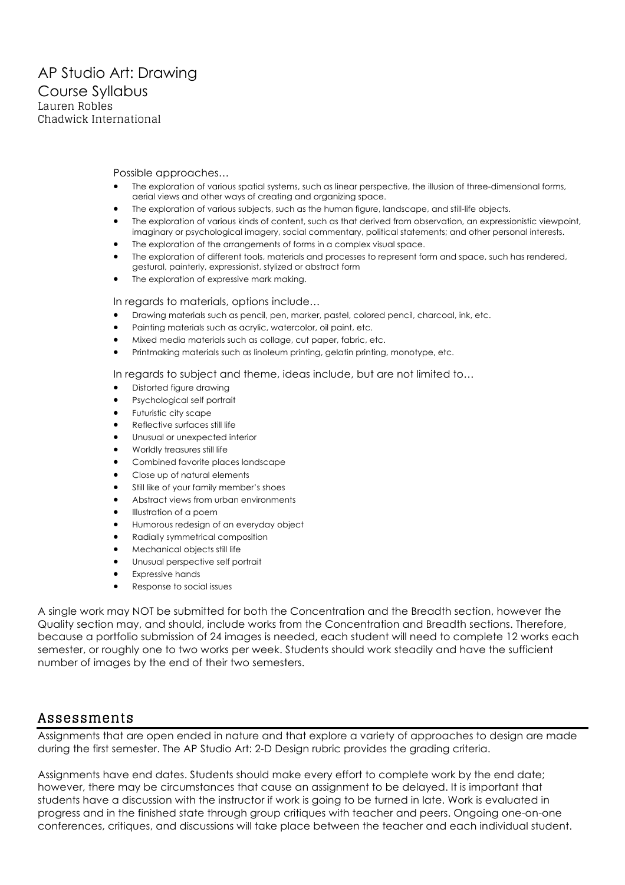Possible approaches…

- The exploration of various spatial systems, such as linear perspective, the illusion of three-dimensional forms, aerial views and other ways of creating and organizing space.
- The exploration of various subjects, such as the human figure, landscape, and still-life objects.
- The exploration of various kinds of content, such as that derived from observation, an expressionistic viewpoint, imaginary or psychological imagery, social commentary, political statements; and other personal interests.
- The exploration of the arrangements of forms in a complex visual space.
- The exploration of different tools, materials and processes to represent form and space, such has rendered, gestural, painterly, expressionist, stylized or abstract form
- The exploration of expressive mark making.

In regards to materials, options include…

- Drawing materials such as pencil, pen, marker, pastel, colored pencil, charcoal, ink, etc.
- Painting materials such as acrylic, watercolor, oil paint, etc.
- Mixed media materials such as collage, cut paper, fabric, etc.
- Printmaking materials such as linoleum printing, gelatin printing, monotype, etc.

In regards to subject and theme, ideas include, but are not limited to…

- Distorted figure drawing
- Psychological self portrait
- Futuristic city scape
- Reflective surfaces still life
- Unusual or unexpected interior
- Worldly treasures still life
- Combined favorite places landscape
- Close up of natural elements
- Still like of your family member's shoes
- Abstract views from urban environments
- Illustration of a poem
- Humorous redesign of an everyday object
- Radially symmetrical composition
- Mechanical objects still life
- Unusual perspective self portrait
- Expressive hands
- Response to social issues

A single work may NOT be submitted for both the Concentration and the Breadth section, however the Quality section may, and should, include works from the Concentration and Breadth sections. Therefore, because a portfolio submission of 24 images is needed, each student will need to complete 12 works each semester, or roughly one to two works per week. Students should work steadily and have the sufficient number of images by the end of their two semesters.

## Assessments

Assignments that are open ended in nature and that explore a variety of approaches to design are made during the first semester. The AP Studio Art: 2-D Design rubric provides the grading criteria.

Assignments have end dates. Students should make every effort to complete work by the end date; however, there may be circumstances that cause an assignment to be delayed. It is important that students have a discussion with the instructor if work is going to be turned in late. Work is evaluated in progress and in the finished state through group critiques with teacher and peers. Ongoing one-on-one conferences, critiques, and discussions will take place between the teacher and each individual student.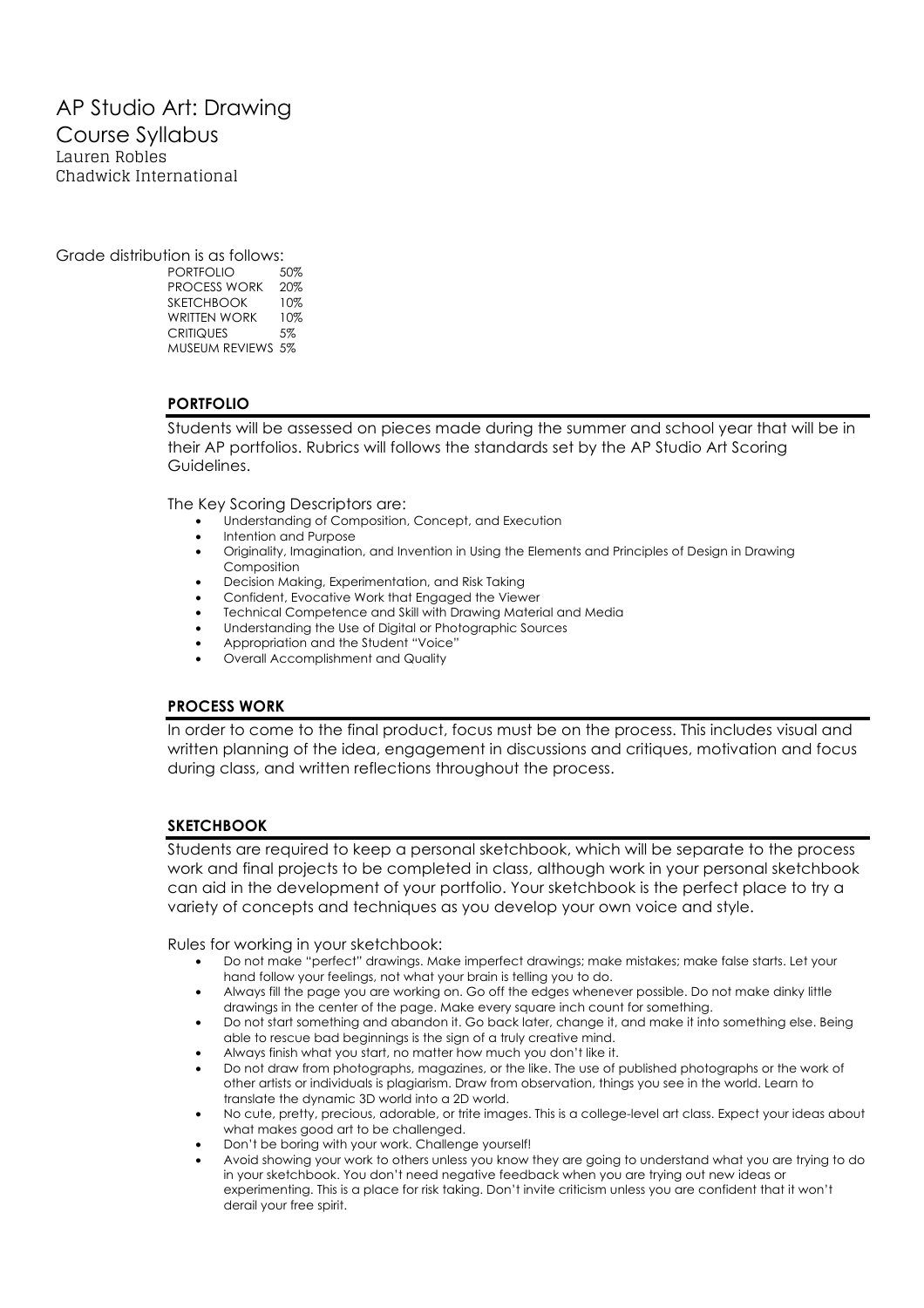# AP Studio Art: Drawing

## Course Syllabus

Lauren Robles
Chadwick International

Grade distribution is as follows:

| | |
|---|---|
| PORTFOLIO | 50% |
| PROCESS WORK | 20% |
| SKETCHBOOK | 10% |
| WRITTEN WORK | 10% |
| CRITIQUES | 5% |
| MUSEUM REVIEWS | 5% |

### PORTFOLIO

Students will be assessed on pieces made during the summer and school year that will be in their AP portfolios. Rubrics will follows the standards set by the AP Studio Art Scoring Guidelines.

The Key Scoring Descriptors are:

- Understanding of Composition, Concept, and Execution
- Intention and Purpose
- Originality, Imagination, and Invention in Using the Elements and Principles of Design in Drawing Composition
- Decision Making, Experimentation, and Risk Taking
- Confident, Evocative Work that Engaged the Viewer
- Technical Competence and Skill with Drawing Material and Media
- Understanding the Use of Digital or Photographic Sources
- Appropriation and the Student "Voice"
- Overall Accomplishment and Quality

### PROCESS WORK

In order to come to the final product, focus must be on the process. This includes visual and written planning of the idea, engagement in discussions and critiques, motivation and focus during class, and written reflections throughout the process.

### SKETCHBOOK

Students are required to keep a personal sketchbook, which will be separate to the process work and final projects to be completed in class, although work in your personal sketchbook can aid in the development of your portfolio. Your sketchbook is the perfect place to try a variety of concepts and techniques as you develop your own voice and style.

Rules for working in your sketchbook:

- Do not make "perfect" drawings. Make imperfect drawings; make mistakes; make false starts. Let your hand follow your feelings, not what your brain is telling you to do.
- Always fill the page you are working on. Go off the edges whenever possible. Do not make dinky little drawings in the center of the page. Make every square inch count for something.
- Do not start something and abandon it. Go back later, change it, and make it into something else. Being able to rescue bad beginnings is the sign of a truly creative mind.
- Always finish what you start, no matter how much you don't like it.
- Do not draw from photographs, magazines, or the like. The use of published photographs or the work of other artists or individuals is plagiarism. Draw from observation, things you see in the world. Learn to translate the dynamic 3D world into a 2D world.
- No cute, pretty, precious, adorable, or trite images. This is a college-level art class. Expect your ideas about what makes good art to be challenged.
- Don't be boring with your work. Challenge yourself!
- Avoid showing your work to others unless you know they are going to understand what you are trying to do in your sketchbook. You don't need negative feedback when you are trying out new ideas or experimenting. This is a place for risk taking. Don't invite criticism unless you are confident that it won't derail your free spirit.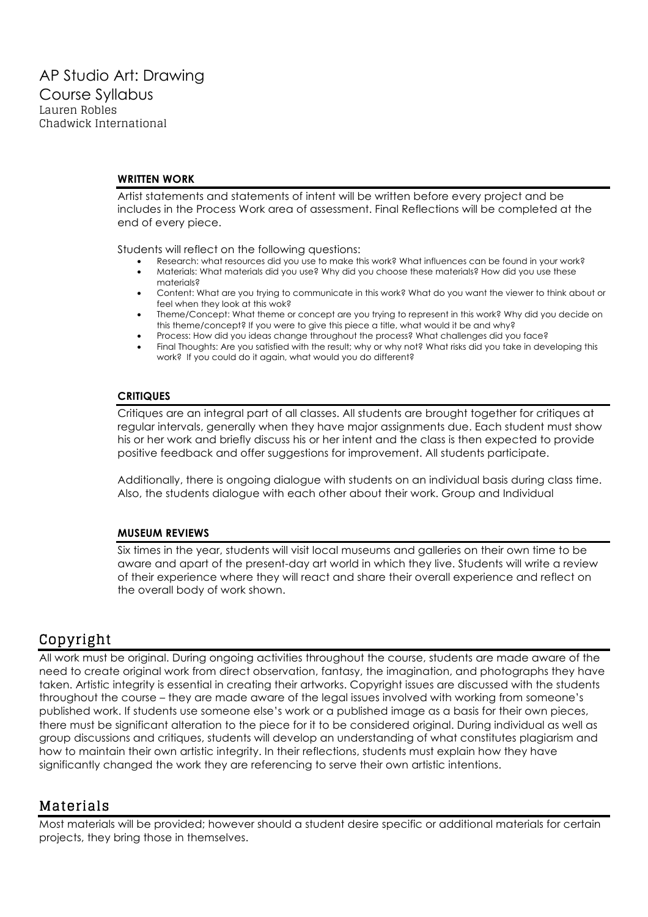# AP Studio Art: Drawing

## Course Syllabus

Lauren Robles
Chadwick International

#### WRITTEN WORK

Artist statements and statements of intent will be written before every project and be includes in the Process Work area of assessment. Final Reflections will be completed at the end of every piece.

Students will reflect on the following questions:

- Research: what resources did you use to make this work? What influences can be found in your work?
- Materials: What materials did you use? Why did you choose these materials? How did you use these materials?
- Content: What are you trying to communicate in this work? What do you want the viewer to think about or feel when they look at this wok?
- Theme/Concept: What theme or concept are you trying to represent in this work? Why did you decide on this theme/concept? If you were to give this piece a title, what would it be and why?
- Process: How did you ideas change throughout the process? What challenges did you face?
- Final Thoughts: Are you satisfied with the result; why or why not? What risks did you take in developing this work? If you could do it again, what would you do different?

#### CRITIQUES

Critiques are an integral part of all classes. All students are brought together for critiques at regular intervals, generally when they have major assignments due. Each student must show his or her work and briefly discuss his or her intent and the class is then expected to provide positive feedback and offer suggestions for improvement. All students participate.

Additionally, there is ongoing dialogue with students on an individual basis during class time. Also, the students dialogue with each other about their work. Group and Individual

#### MUSEUM REVIEWS

Six times in the year, students will visit local museums and galleries on their own time to be aware and apart of the present-day art world in which they live. Students will write a review of their experience where they will react and share their overall experience and reflect on the overall body of work shown.

## Copyright

All work must be original. During ongoing activities throughout the course, students are made aware of the need to create original work from direct observation, fantasy, the imagination, and photographs they have taken. Artistic integrity is essential in creating their artworks. Copyright issues are discussed with the students throughout the course – they are made aware of the legal issues involved with working from someone's published work. If students use someone else's work or a published image as a basis for their own pieces, there must be significant alteration to the piece for it to be considered original. During individual as well as group discussions and critiques, students will develop an understanding of what constitutes plagiarism and how to maintain their own artistic integrity. In their reflections, students must explain how they have significantly changed the work they are referencing to serve their own artistic intentions.

## Materials

Most materials will be provided; however should a student desire specific or additional materials for certain projects, they bring those in themselves.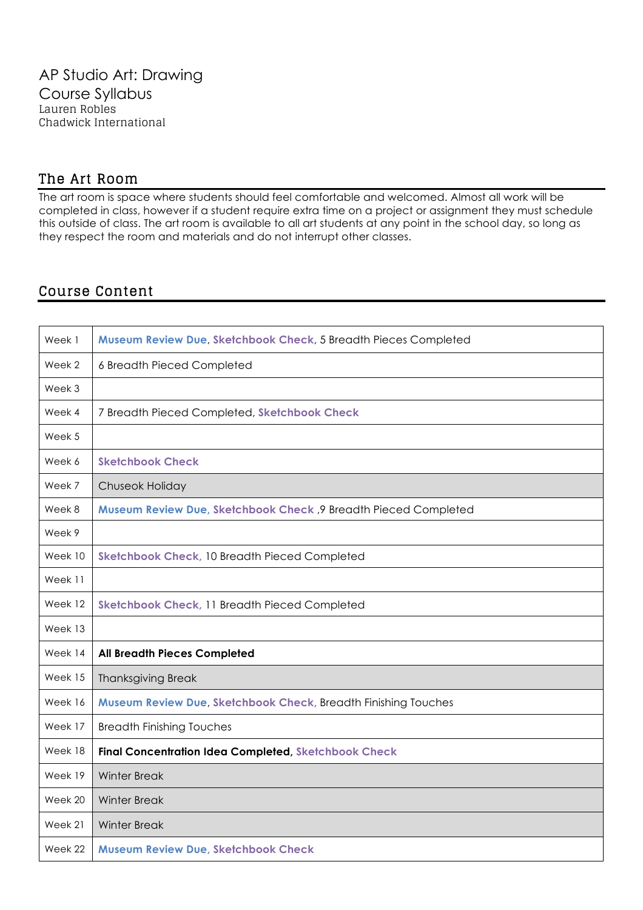# AP Studio Art: Drawing

## Course Syllabus

Lauren Robles
Chadwick International

## The Art Room

The art room is space where students should feel comfortable and welcomed. Almost all work will be completed in class, however if a student require extra time on a project or assignment they must schedule this outside of class. The art room is available to all art students at any point in the school day, so long as they respect the room and materials and do not interrupt other classes.

## Course Content

| | |
|---|---|
| Week 1 | **Museum Review Due**, **Sketchbook Check**, 5 Breadth Pieces Completed |
| Week 2 | 6 Breadth Pieced Completed |
| Week 3 | |
| Week 4 | 7 Breadth Pieced Completed, **Sketchbook Check** |
| Week 5 | |
| Week 6 | **Sketchbook Check** |
| Week 7 | Chuseok Holiday |
| Week 8 | **Museum Review Due, Sketchbook Check** ,9 Breadth Pieced Completed |
| Week 9 | |
| Week 10 | **Sketchbook Check,** 10 Breadth Pieced Completed |
| Week 11 | |
| Week 12 | **Sketchbook Check,** 11 Breadth Pieced Completed |
| Week 13 | |
| Week 14 | **All Breadth Pieces Completed** |
| Week 15 | Thanksgiving Break |
| Week 16 | **Museum Review Due**, **Sketchbook Check,** Breadth Finishing Touches |
| Week 17 | Breadth Finishing Touches |
| Week 18 | **Final Concentration Idea Completed, Sketchbook Check** |
| Week 19 | Winter Break |
| Week 20 | Winter Break |
| Week 21 | Winter Break |
| Week 22 | **Museum Review Due, Sketchbook Check** |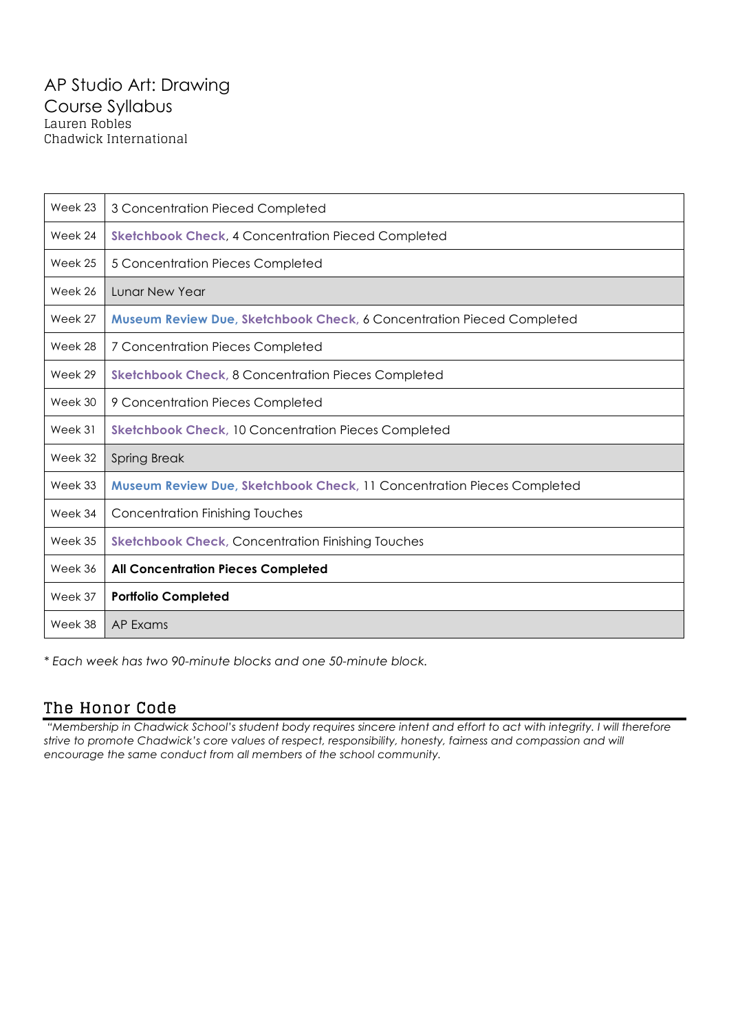AP Studio Art: Drawing
Course Syllabus
Lauren Robles
Chadwick International

| | |
|---|---|
| Week 23 | 3 Concentration Pieced Completed |
| Week 24 | **Sketchbook Check**, 4 Concentration Pieced Completed |
| Week 25 | 5 Concentration Pieces Completed |
| Week 26 | Lunar New Year |
| Week 27 | **Museum Review Due, Sketchbook Check**, 6 Concentration Pieced Completed |
| Week 28 | 7 Concentration Pieces Completed |
| Week 29 | **Sketchbook Check**, 8 Concentration Pieces Completed |
| Week 30 | 9 Concentration Pieces Completed |
| Week 31 | **Sketchbook Check**, 10 Concentration Pieces Completed |
| Week 32 | Spring Break |
| Week 33 | **Museum Review Due, Sketchbook Check**, 11 Concentration Pieces Completed |
| Week 34 | Concentration Finishing Touches |
| Week 35 | **Sketchbook Check**, Concentration Finishing Touches |
| Week 36 | **All Concentration Pieces Completed** |
| Week 37 | **Portfolio Completed** |
| Week 38 | AP Exams |

*\* Each week has two 90-minute blocks and one 50-minute block.*

## The Honor Code

*"Membership in Chadwick School's student body requires sincere intent and effort to act with integrity. I will therefore strive to promote Chadwick's core values of respect, responsibility, honesty, fairness and compassion and will encourage the same conduct from all members of the school community.*